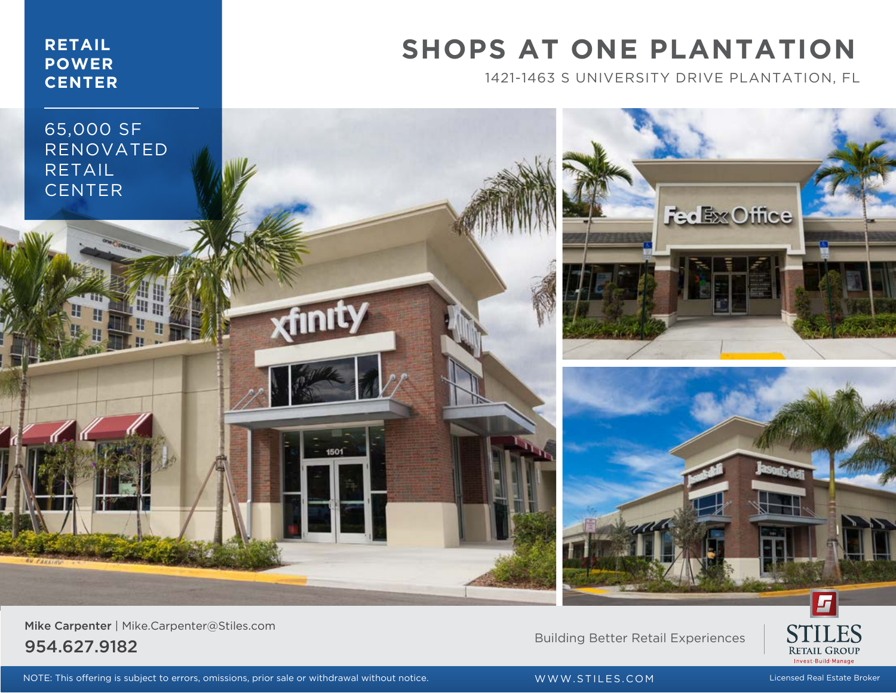**RETAIL POWER CENTER**

65,000 SF RENOVATED RETAIL CENTER

# SHOPS AT ONE PLANTATION

1421-1463 S UNIVERSITY DRIVE PLANTATION, FL

**Mike Carpenter** | Mike.Carpenter@Stiles.com

954.627.9182

Building Better Retail Experiences

STILES RETAIL GROUP
Invest·Build·Manage

NOTE: This offering is subject to errors, omissions, prior sale or withdrawal without notice.

WWW.STILES.COM

Licensed Real Estate Broker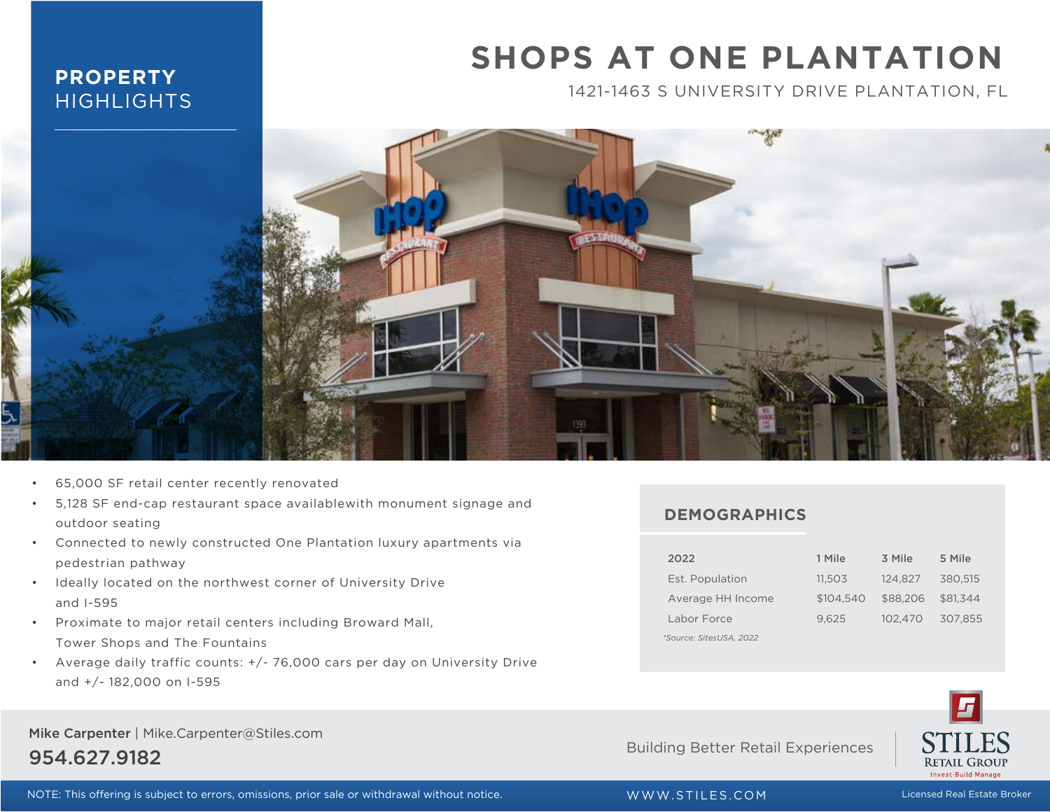# PROPERTY HIGHLIGHTS

# SHOPS AT ONE PLANTATION

1421-1463 S UNIVERSITY DRIVE PLANTATION, FL

- 65,000 SF retail center recently renovated
- 5,128 SF end-cap restaurant space availablewith monument signage and outdoor seating
- Connected to newly constructed One Plantation luxury apartments via pedestrian pathway
- Ideally located on the northwest corner of University Drive and I-595
- Proximate to major retail centers including Broward Mall, Tower Shops and The Fountains
- Average daily traffic counts: +/- 76,000 cars per day on University Drive and +/- 182,000 on I-595

## DEMOGRAPHICS

| 2022 | 1 Mile | 3 Mile | 5 Mile |
| --- | --- | --- | --- |
| Est. Population | 11,503 | 124,827 | 380,515 |
| Average HH Income | $104,540 | $88,206 | $81,344 |
| Labor Force | 9,625 | 102,470 | 307,855 |

*Source: SitesUSA, 2022*

**Mike Carpenter** | Mike.Carpenter@Stiles.com

954.627.9182

Building Better Retail Experiences

STILES RETAIL GROUP
Invest·Build·Manage

NOTE: This offering is subject to errors, omissions, prior sale or withdrawal without notice.

WWW.STILES.COM

Licensed Real Estate Broker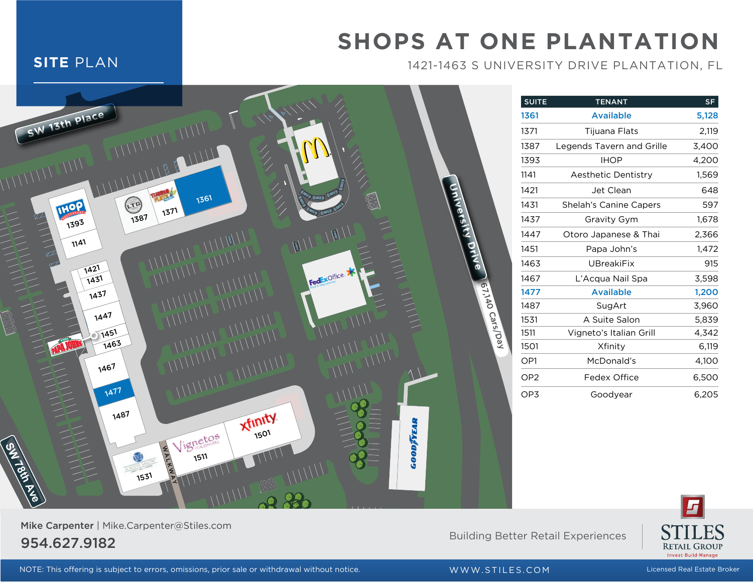# SITE PLAN

# SHOPS AT ONE PLANTATION

1421-1463 S UNIVERSITY DRIVE PLANTATION, FL

| SUITE | TENANT | SF |
|---|---|---|
| 1361 | Available | 5,128 |
| 1371 | Tijuana Flats | 2,119 |
| 1387 | Legends Tavern and Grille | 3,400 |
| 1393 | IHOP | 4,200 |
| 1141 | Aesthetic Dentistry | 1,569 |
| 1421 | Jet Clean | 648 |
| 1431 | Shelah's Canine Capers | 597 |
| 1437 | Gravity Gym | 1,678 |
| 1447 | Otoro Japanese & Thai | 2,366 |
| 1451 | Papa John's | 1,472 |
| 1463 | UBreakiFix | 915 |
| 1467 | L'Acqua Nail Spa | 3,598 |
| 1477 | Available | 1,200 |
| 1487 | SugArt | 3,960 |
| 1531 | A Suite Salon | 5,839 |
| 1511 | Vigneto's Italian Grill | 4,342 |
| 1501 | Xfinity | 6,119 |
| OP1 | McDonald's | 4,100 |
| OP2 | Fedex Office | 6,500 |
| OP3 | Goodyear | 6,205 |

SW 13th Place

University Drive

67,140 Cars/Day

SW 78th Ave

WALKWAY

1393 1141 1387 1371 1361 1421 1431 1437 1447 1451 1463 1467 1477 1487 1531 1511 1501

**Mike Carpenter** | Mike.Carpenter@Stiles.com

**954.627.9182**

Building Better Retail Experiences

STILES RETAIL GROUP
Invest·Build·Manage

NOTE: This offering is subject to errors, omissions, prior sale or withdrawal without notice.

WWW.STILES.COM

Licensed Real Estate Broker